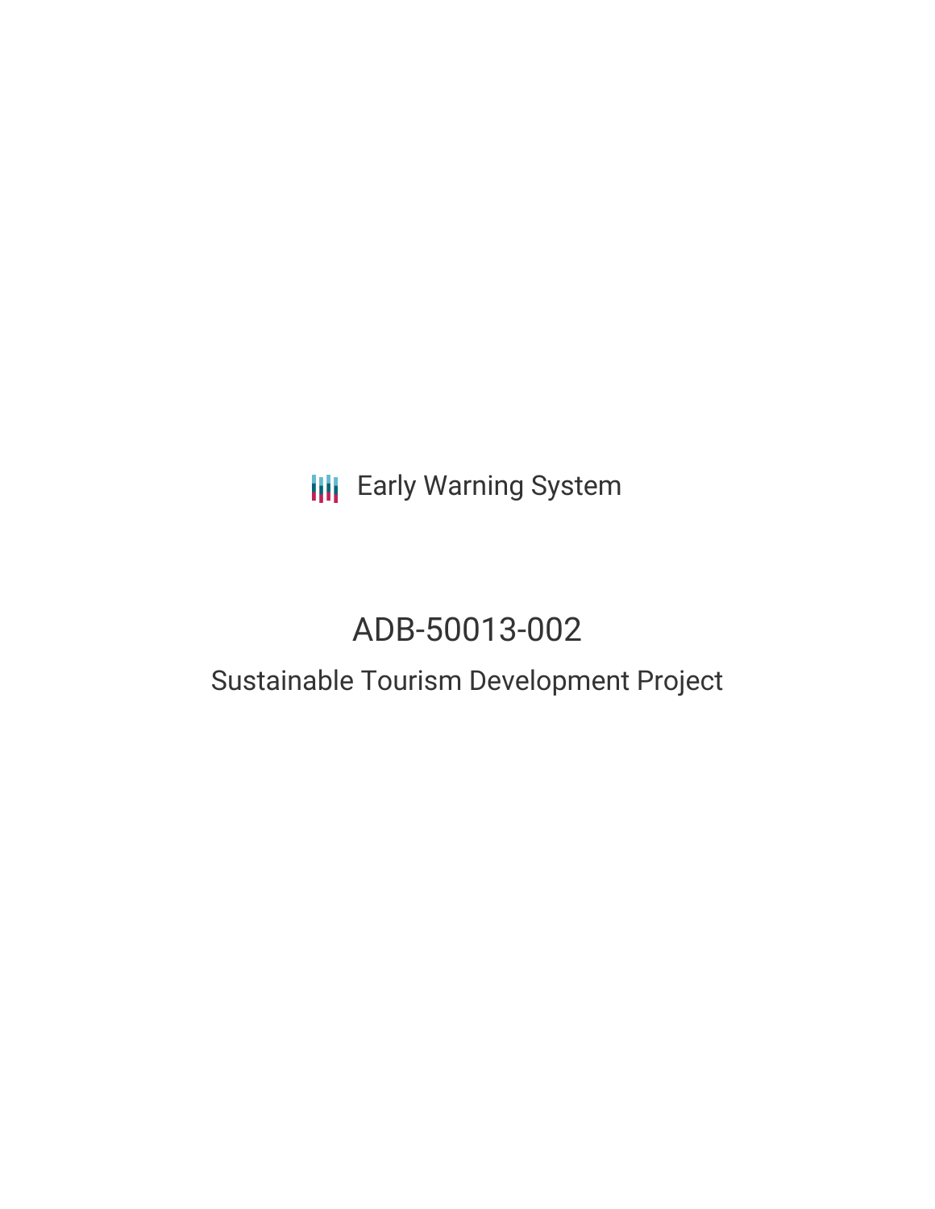Early Warning System

# ADB-50013-002

## Sustainable Tourism Development Project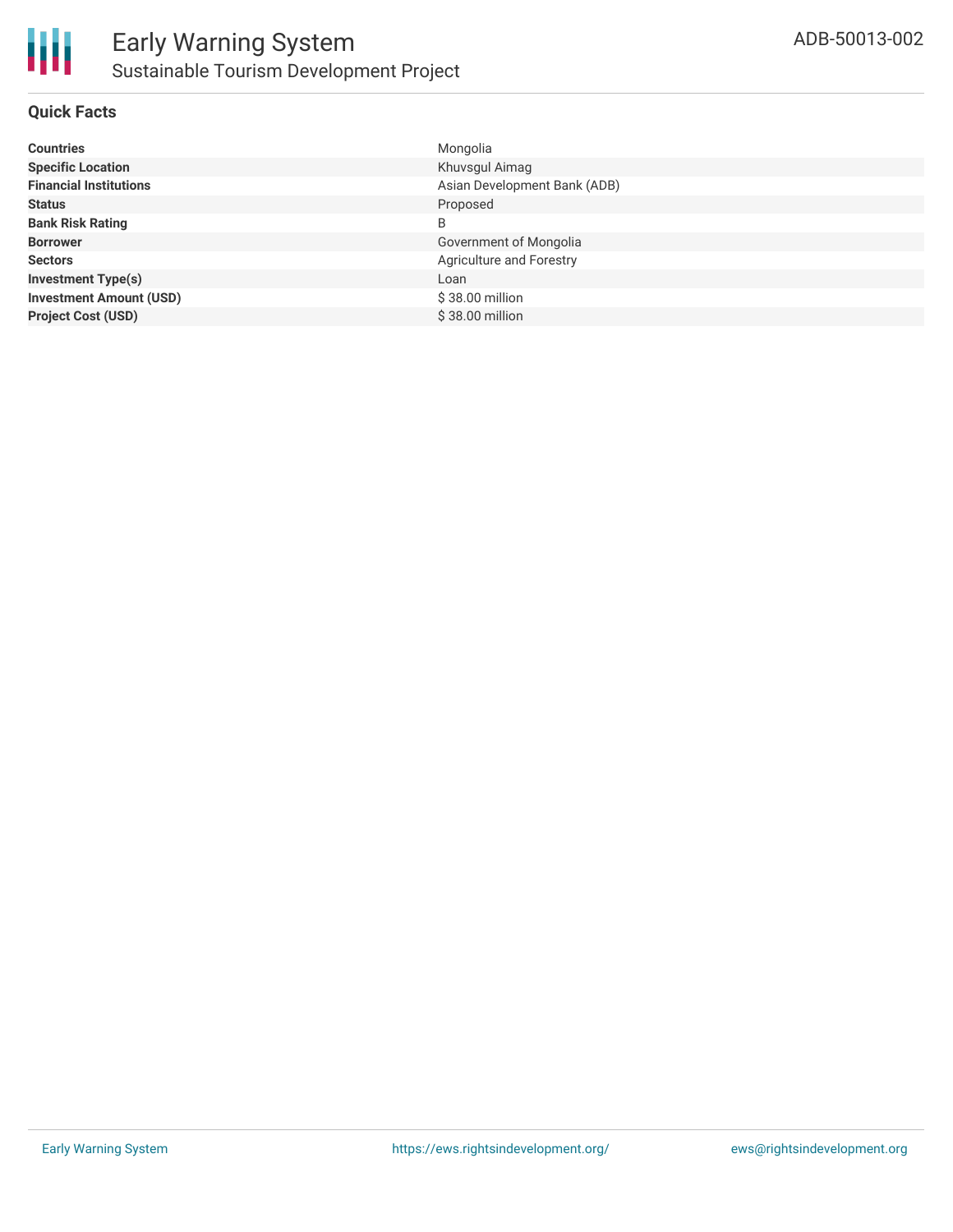## Quick Facts

| | |
|---|---|
| **Countries** | Mongolia |
| **Specific Location** | Khuvsgul Aimag |
| **Financial Institutions** | Asian Development Bank (ADB) |
| **Status** | Proposed |
| **Bank Risk Rating** | B |
| **Borrower** | Government of Mongolia |
| **Sectors** | Agriculture and Forestry |
| **Investment Type(s)** | Loan |
| **Investment Amount (USD)** | $ 38.00 million |
| **Project Cost (USD)** | $ 38.00 million |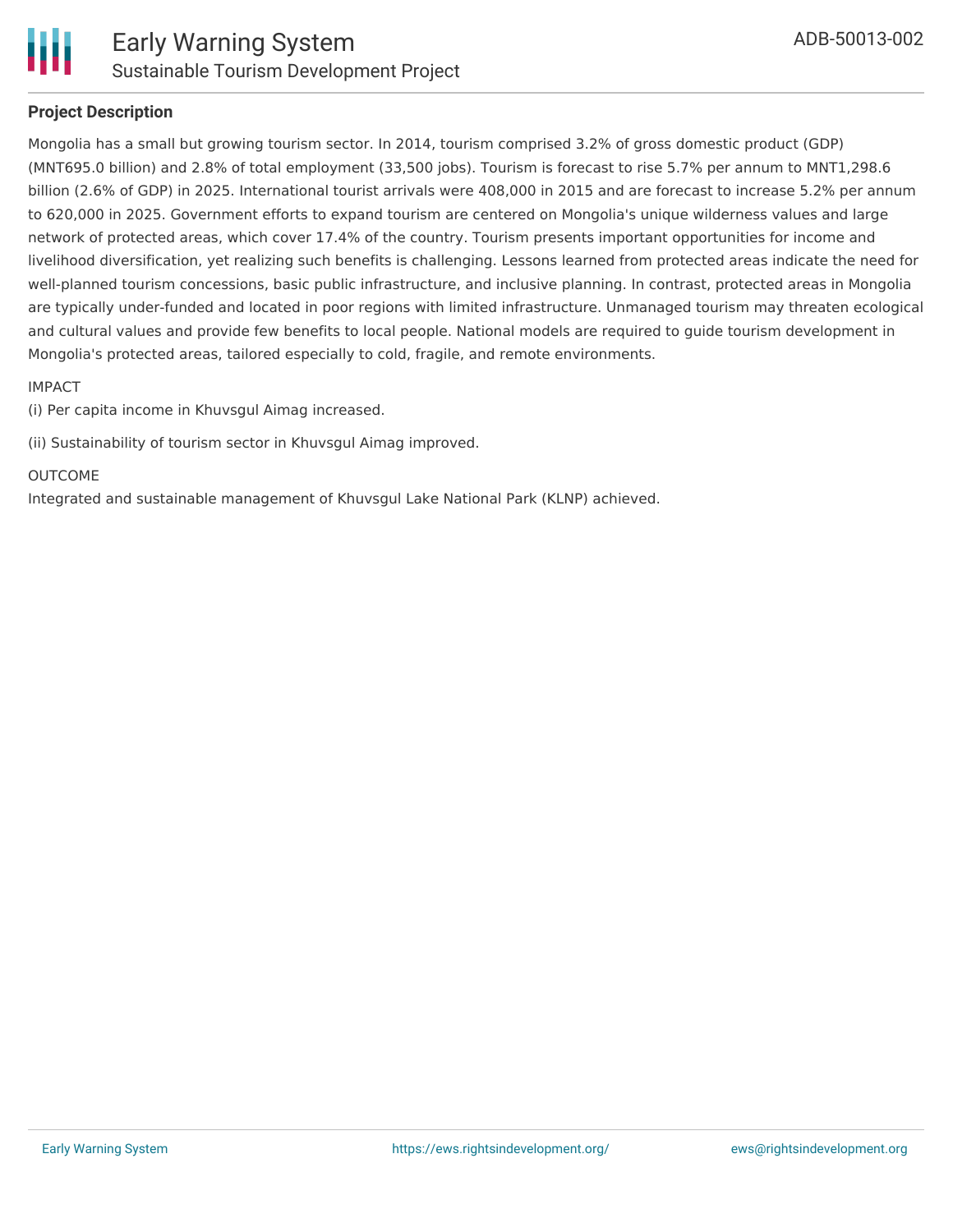## Project Description

Mongolia has a small but growing tourism sector. In 2014, tourism comprised 3.2% of gross domestic product (GDP) (MNT695.0 billion) and 2.8% of total employment (33,500 jobs). Tourism is forecast to rise 5.7% per annum to MNT1,298.6 billion (2.6% of GDP) in 2025. International tourist arrivals were 408,000 in 2015 and are forecast to increase 5.2% per annum to 620,000 in 2025. Government efforts to expand tourism are centered on Mongolia's unique wilderness values and large network of protected areas, which cover 17.4% of the country. Tourism presents important opportunities for income and livelihood diversification, yet realizing such benefits is challenging. Lessons learned from protected areas indicate the need for well-planned tourism concessions, basic public infrastructure, and inclusive planning. In contrast, protected areas in Mongolia are typically under-funded and located in poor regions with limited infrastructure. Unmanaged tourism may threaten ecological and cultural values and provide few benefits to local people. National models are required to guide tourism development in Mongolia's protected areas, tailored especially to cold, fragile, and remote environments.

IMPACT

(i) Per capita income in Khuvsgul Aimag increased.

(ii) Sustainability of tourism sector in Khuvsgul Aimag improved.

OUTCOME

Integrated and sustainable management of Khuvsgul Lake National Park (KLNP) achieved.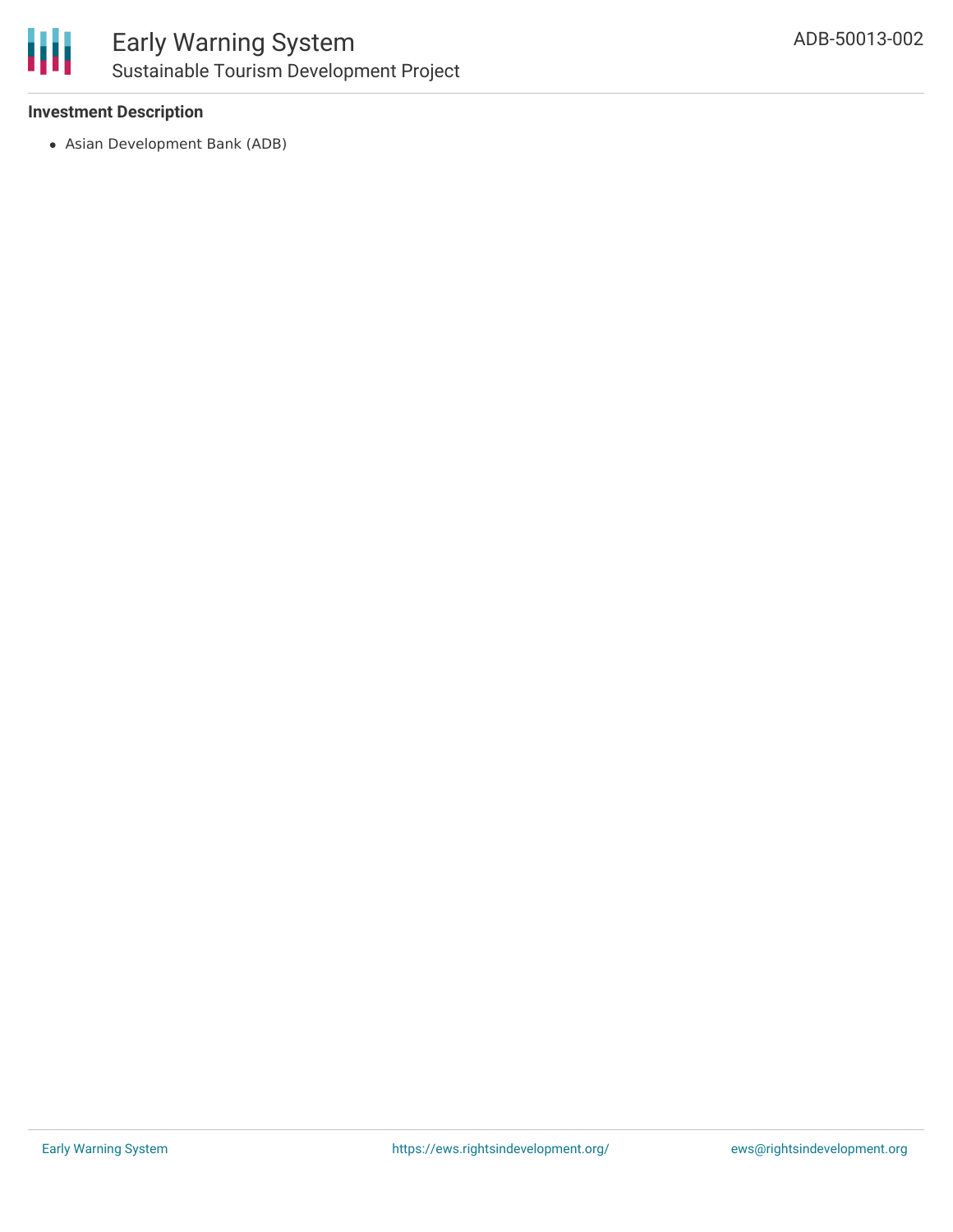### Investment Description

- Asian Development Bank (ADB)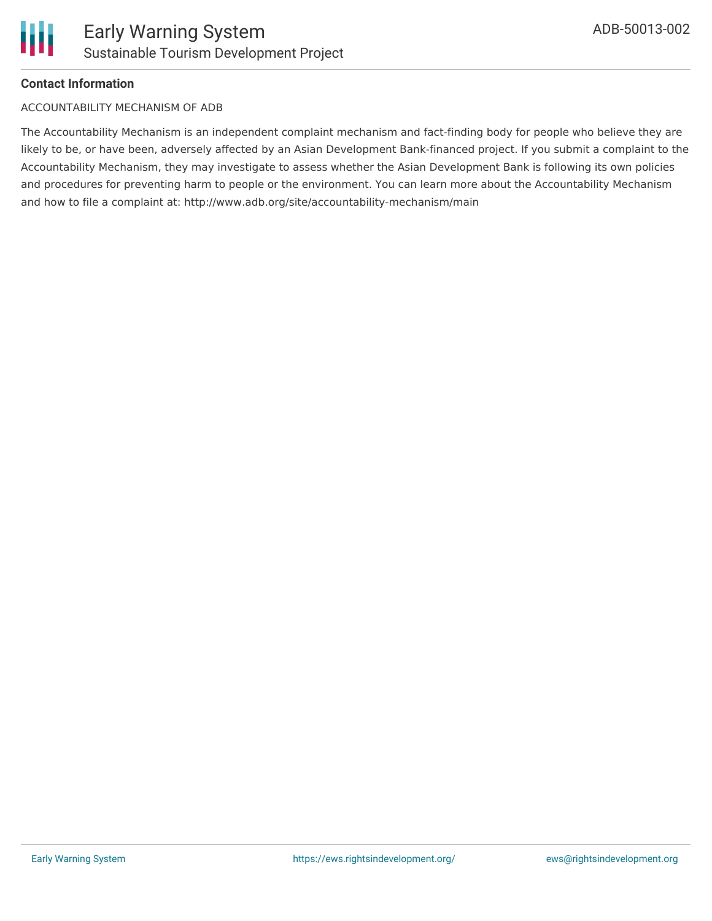#### Contact Information

ACCOUNTABILITY MECHANISM OF ADB

The Accountability Mechanism is an independent complaint mechanism and fact-finding body for people who believe they are likely to be, or have been, adversely affected by an Asian Development Bank-financed project. If you submit a complaint to the Accountability Mechanism, they may investigate to assess whether the Asian Development Bank is following its own policies and procedures for preventing harm to people or the environment. You can learn more about the Accountability Mechanism and how to file a complaint at: http://www.adb.org/site/accountability-mechanism/main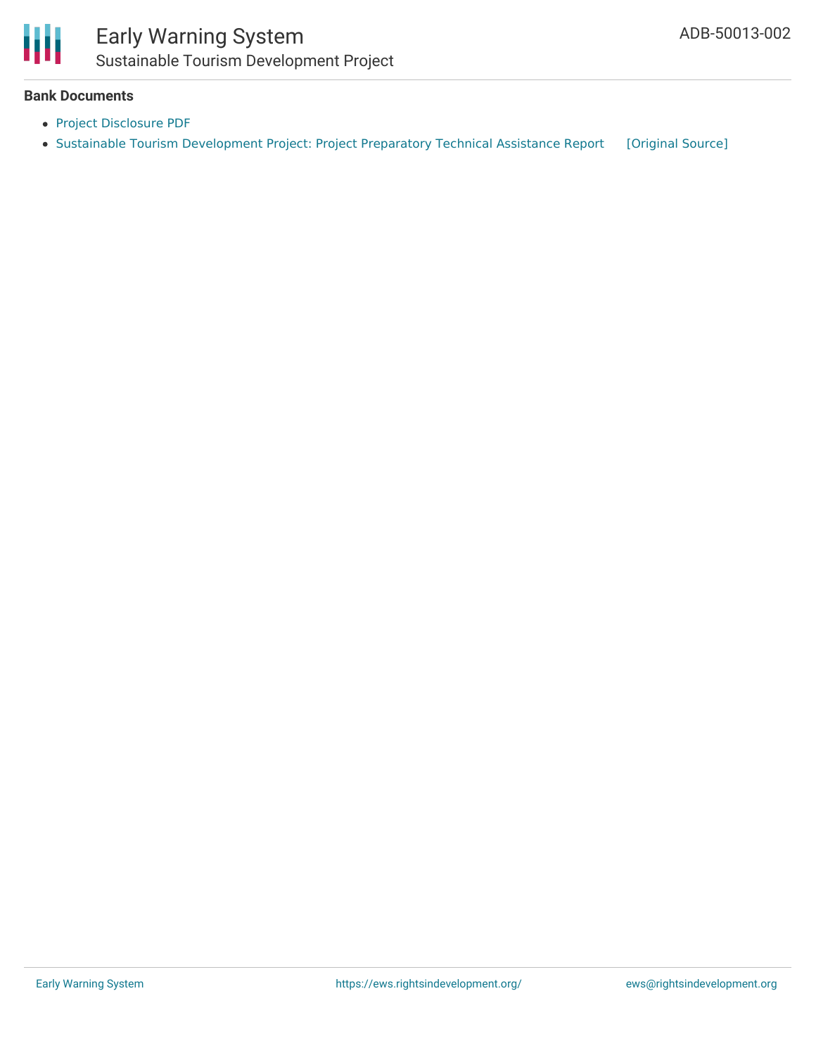**Bank Documents**

- Project Disclosure PDF
- Sustainable Tourism Development Project: Project Preparatory Technical Assistance Report [Original Source]